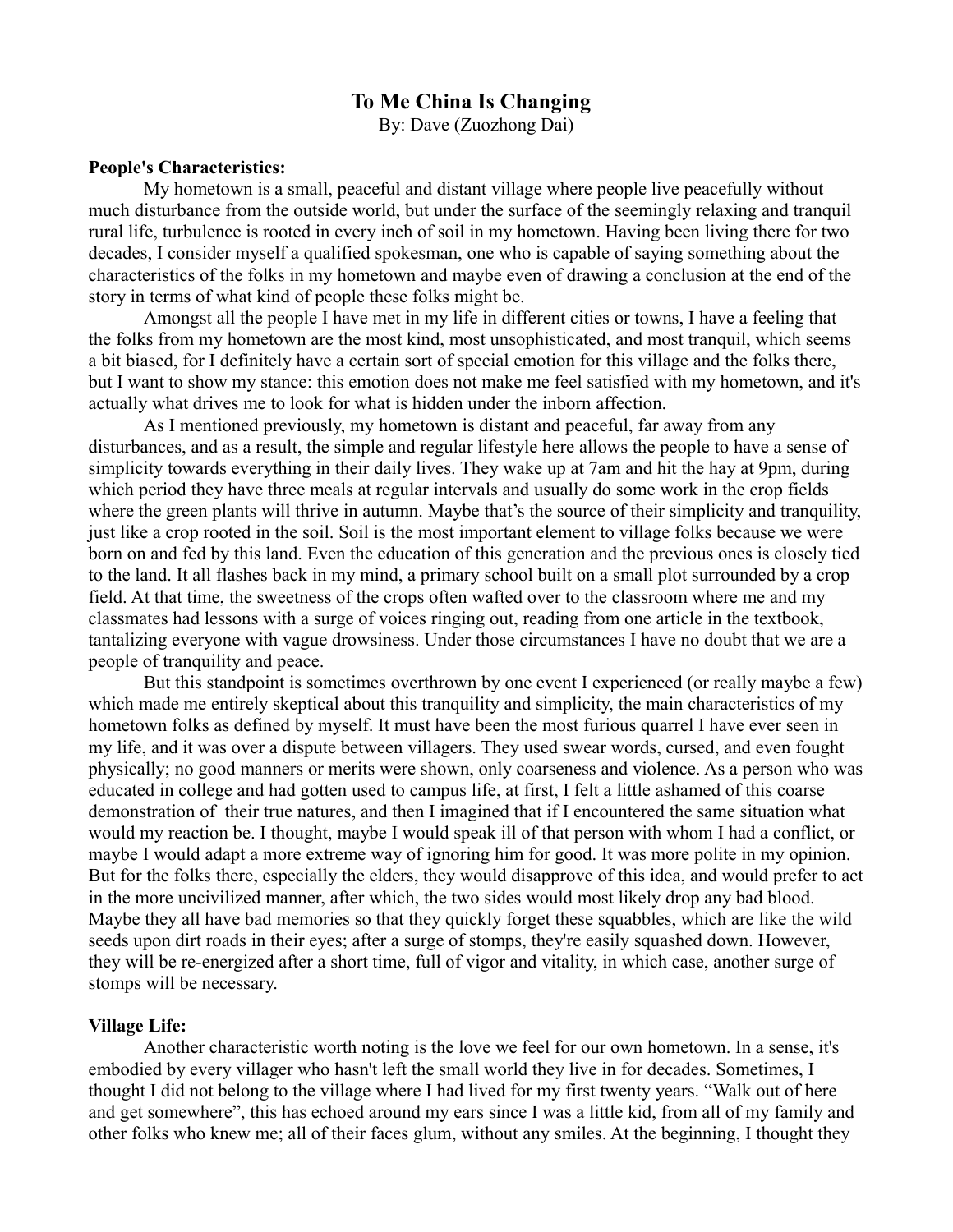# To Me China Is Changing

By: Dave (Zuozhong Dai)

**People's Characteristics:**

My hometown is a small, peaceful and distant village where people live peacefully without much disturbance from the outside world, but under the surface of the seemingly relaxing and tranquil rural life, turbulence is rooted in every inch of soil in my hometown. Having been living there for two decades, I consider myself a qualified spokesman, one who is capable of saying something about the characteristics of the folks in my hometown and maybe even of drawing a conclusion at the end of the story in terms of what kind of people these folks might be.

Amongst all the people I have met in my life in different cities or towns, I have a feeling that the folks from my hometown are the most kind, most unsophisticated, and most tranquil, which seems a bit biased, for I definitely have a certain sort of special emotion for this village and the folks there, but I want to show my stance: this emotion does not make me feel satisfied with my hometown, and it's actually what drives me to look for what is hidden under the inborn affection.

As I mentioned previously, my hometown is distant and peaceful, far away from any disturbances, and as a result, the simple and regular lifestyle here allows the people to have a sense of simplicity towards everything in their daily lives. They wake up at 7am and hit the hay at 9pm, during which period they have three meals at regular intervals and usually do some work in the crop fields where the green plants will thrive in autumn. Maybe that's the source of their simplicity and tranquility, just like a crop rooted in the soil. Soil is the most important element to village folks because we were born on and fed by this land. Even the education of this generation and the previous ones is closely tied to the land. It all flashes back in my mind, a primary school built on a small plot surrounded by a crop field. At that time, the sweetness of the crops often wafted over to the classroom where me and my classmates had lessons with a surge of voices ringing out, reading from one article in the textbook, tantalizing everyone with vague drowsiness. Under those circumstances I have no doubt that we are a people of tranquility and peace.

But this standpoint is sometimes overthrown by one event I experienced (or really maybe a few) which made me entirely skeptical about this tranquility and simplicity, the main characteristics of my hometown folks as defined by myself. It must have been the most furious quarrel I have ever seen in my life, and it was over a dispute between villagers. They used swear words, cursed, and even fought physically; no good manners or merits were shown, only coarseness and violence. As a person who was educated in college and had gotten used to campus life, at first, I felt a little ashamed of this coarse demonstration of their true natures, and then I imagined that if I encountered the same situation what would my reaction be. I thought, maybe I would speak ill of that person with whom I had a conflict, or maybe I would adapt a more extreme way of ignoring him for good. It was more polite in my opinion. But for the folks there, especially the elders, they would disapprove of this idea, and would prefer to act in the more uncivilized manner, after which, the two sides would most likely drop any bad blood. Maybe they all have bad memories so that they quickly forget these squabbles, which are like the wild seeds upon dirt roads in their eyes; after a surge of stomps, they're easily squashed down. However, they will be re-energized after a short time, full of vigor and vitality, in which case, another surge of stomps will be necessary.

**Village Life:**

Another characteristic worth noting is the love we feel for our own hometown. In a sense, it's embodied by every villager who hasn't left the small world they live in for decades. Sometimes, I thought I did not belong to the village where I had lived for my first twenty years. "Walk out of here and get somewhere", this has echoed around my ears since I was a little kid, from all of my family and other folks who knew me; all of their faces glum, without any smiles. At the beginning, I thought they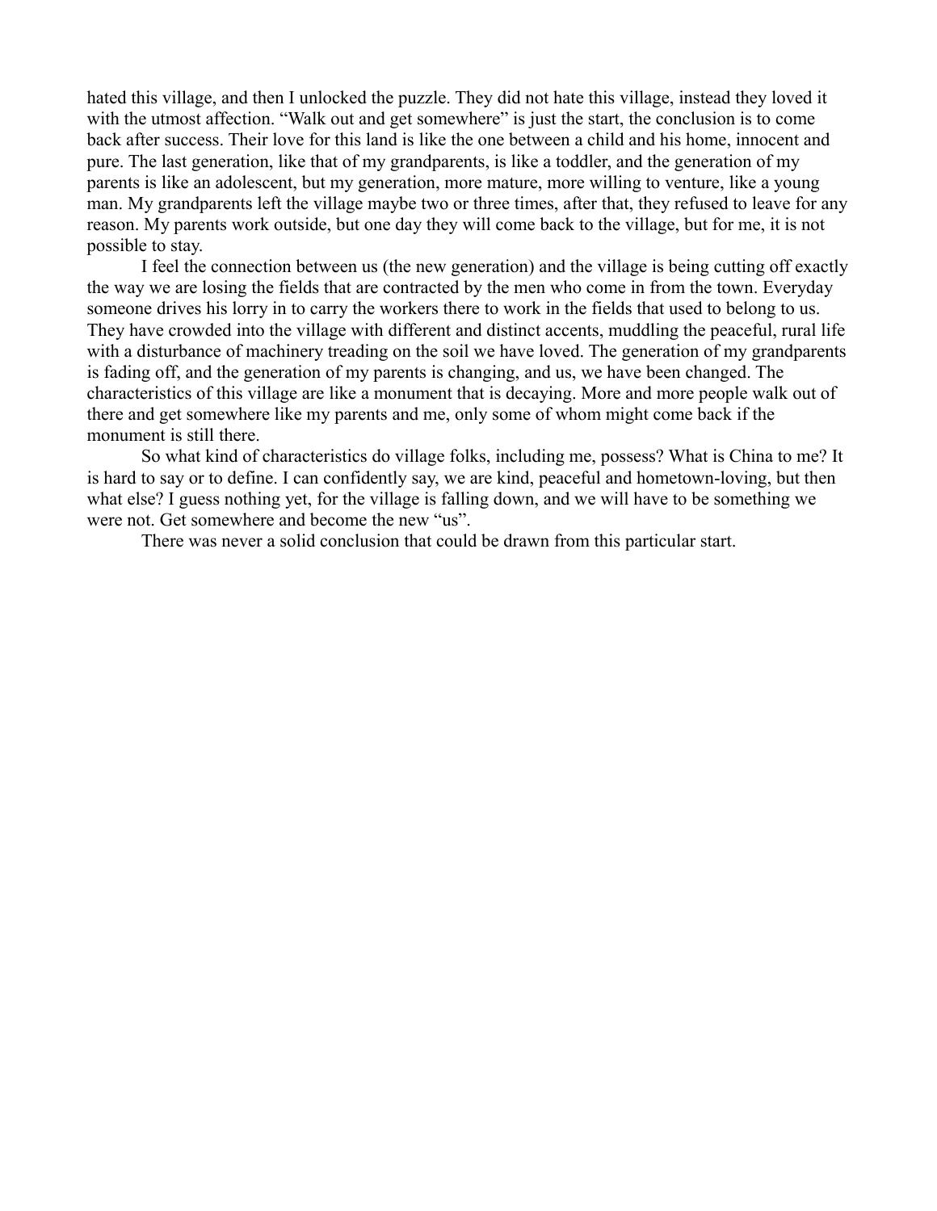hated this village, and then I unlocked the puzzle. They did not hate this village, instead they loved it with the utmost affection. "Walk out and get somewhere" is just the start, the conclusion is to come back after success. Their love for this land is like the one between a child and his home, innocent and pure. The last generation, like that of my grandparents, is like a toddler, and the generation of my parents is like an adolescent, but my generation, more mature, more willing to venture, like a young man. My grandparents left the village maybe two or three times, after that, they refused to leave for any reason. My parents work outside, but one day they will come back to the village, but for me, it is not possible to stay.

I feel the connection between us (the new generation) and the village is being cutting off exactly the way we are losing the fields that are contracted by the men who come in from the town. Everyday someone drives his lorry in to carry the workers there to work in the fields that used to belong to us. They have crowded into the village with different and distinct accents, muddling the peaceful, rural life with a disturbance of machinery treading on the soil we have loved. The generation of my grandparents is fading off, and the generation of my parents is changing, and us, we have been changed. The characteristics of this village are like a monument that is decaying. More and more people walk out of there and get somewhere like my parents and me, only some of whom might come back if the monument is still there.

So what kind of characteristics do village folks, including me, possess? What is China to me? It is hard to say or to define. I can confidently say, we are kind, peaceful and hometown-loving, but then what else? I guess nothing yet, for the village is falling down, and we will have to be something we were not. Get somewhere and become the new "us".

There was never a solid conclusion that could be drawn from this particular start.